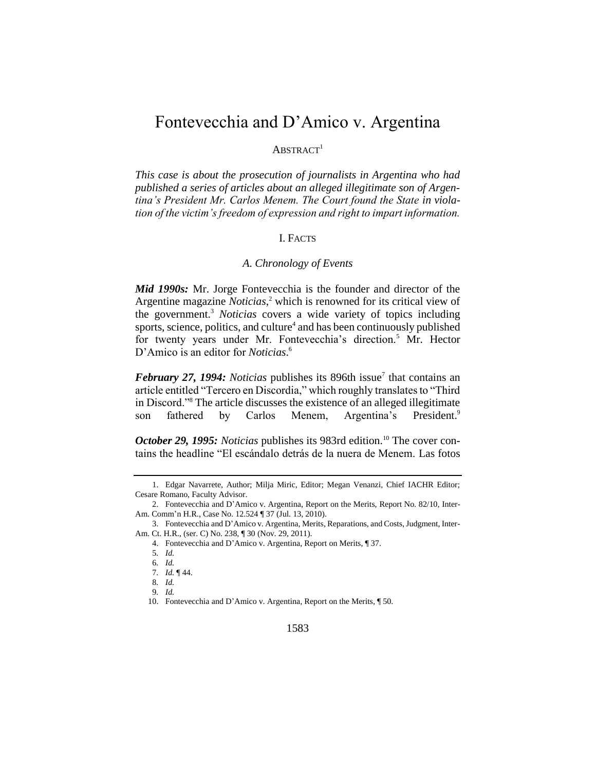# Fontevecchia and D'Amico v. Argentina

ABSTRACT[1]

*This case is about the prosecution of journalists in Argentina who had published a series of articles about an alleged illegitimate son of Argentina's President Mr. Carlos Menem. The Court found the State in violation of the victim's freedom of expression and right to impart information.*

## I. FACTS

### *A. Chronology of Events*

***Mid 1990s:*** Mr. Jorge Fontevecchia is the founder and director of the Argentine magazine *Noticias*,[2] which is renowned for its critical view of the government.[3] *Noticias* covers a wide variety of topics including sports, science, politics, and culture[4] and has been continuously published for twenty years under Mr. Fontevecchia's direction.[5] Mr. Hector D'Amico is an editor for *Noticias*.[6]

***February 27, 1994:*** *Noticias* publishes its 896th issue[7] that contains an article entitled "Tercero en Discordia," which roughly translates to "Third in Discord."[8] The article discusses the existence of an alleged illegitimate son fathered by Carlos Menem, Argentina's President.[9]

***October 29, 1995:*** *Noticias* publishes its 983rd edition.[10] The cover contains the headline "El escándalo detrás de la nuera de Menem. Las fotos

---

1. Edgar Navarrete, Author; Milja Miric, Editor; Megan Venanzi, Chief IACHR Editor; Cesare Romano, Faculty Advisor.

2. Fontevecchia and D'Amico v. Argentina, Report on the Merits, Report No. 82/10, Inter-Am. Comm'n H.R., Case No. 12.524 ¶ 37 (Jul. 13, 2010).

3. Fontevecchia and D'Amico v. Argentina, Merits, Reparations, and Costs, Judgment, Inter-Am. Ct. H.R., (ser. C) No. 238, ¶ 30 (Nov. 29, 2011).

4. Fontevecchia and D'Amico v. Argentina, Report on Merits, ¶ 37.

5. *Id.*

6. *Id.*

7. *Id.* ¶ 44.

8. *Id.*

9. *Id.*

10. Fontevecchia and D'Amico v. Argentina, Report on the Merits, ¶ 50.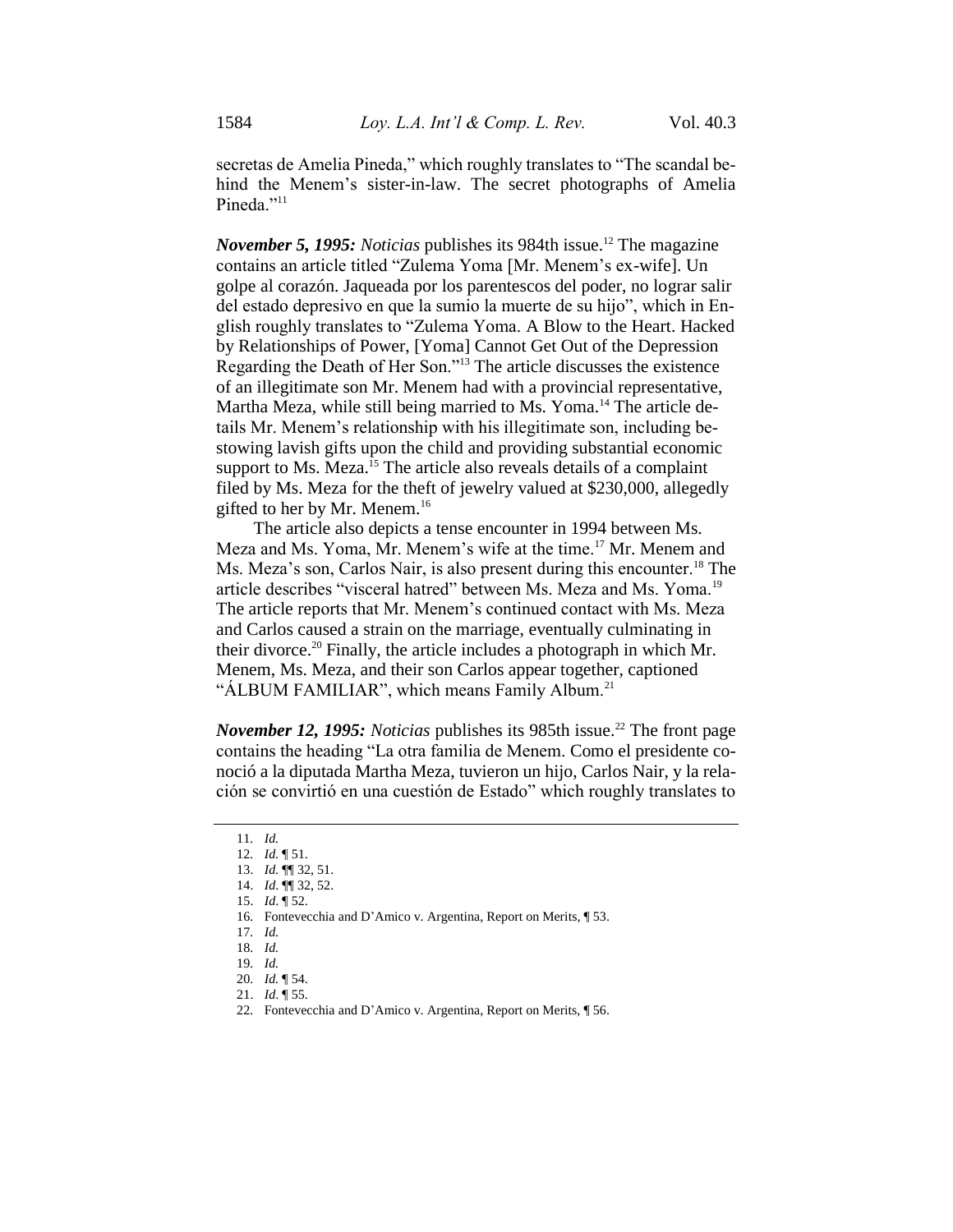secretas de Amelia Pineda," which roughly translates to "The scandal behind the Menem's sister-in-law. The secret photographs of Amelia Pineda."[11]

***November 5, 1995:*** *Noticias* publishes its 984th issue.[12] The magazine contains an article titled "Zulema Yoma [Mr. Menem's ex-wife]. Un golpe al corazón. Jaqueada por los parentescos del poder, no lograr salir del estado depresivo en que la sumio la muerte de su hijo", which in English roughly translates to "Zulema Yoma. A Blow to the Heart. Hacked by Relationships of Power, [Yoma] Cannot Get Out of the Depression Regarding the Death of Her Son."[13] The article discusses the existence of an illegitimate son Mr. Menem had with a provincial representative, Martha Meza, while still being married to Ms. Yoma.[14] The article details Mr. Menem's relationship with his illegitimate son, including bestowing lavish gifts upon the child and providing substantial economic support to Ms. Meza.[15] The article also reveals details of a complaint filed by Ms. Meza for the theft of jewelry valued at \$230,000, allegedly gifted to her by Mr. Menem.[16]

The article also depicts a tense encounter in 1994 between Ms. Meza and Ms. Yoma, Mr. Menem's wife at the time.[17] Mr. Menem and Ms. Meza's son, Carlos Nair, is also present during this encounter.[18] The article describes "visceral hatred" between Ms. Meza and Ms. Yoma.[19] The article reports that Mr. Menem's continued contact with Ms. Meza and Carlos caused a strain on the marriage, eventually culminating in their divorce.[20] Finally, the article includes a photograph in which Mr. Menem, Ms. Meza, and their son Carlos appear together, captioned "ÁLBUM FAMILIAR", which means Family Album.[21]

***November 12, 1995:*** *Noticias* publishes its 985th issue.[22] The front page contains the heading "La otra familia de Menem. Como el presidente conoció a la diputada Martha Meza, tuvieron un hijo, Carlos Nair, y la relación se convirtió en una cuestión de Estado" which roughly translates to

---

11. *Id.*
12. *Id.* ¶ 51.
13. *Id.* ¶¶ 32, 51.
14. *Id.* ¶¶ 32, 52.
15. *Id.* ¶ 52.
16. Fontevecchia and D'Amico v. Argentina, Report on Merits, ¶ 53.
17. *Id.*
18. *Id.*
19. *Id.*
20. *Id.* ¶ 54.
21. *Id.* ¶ 55.
22. Fontevecchia and D'Amico v. Argentina, Report on Merits, ¶ 56.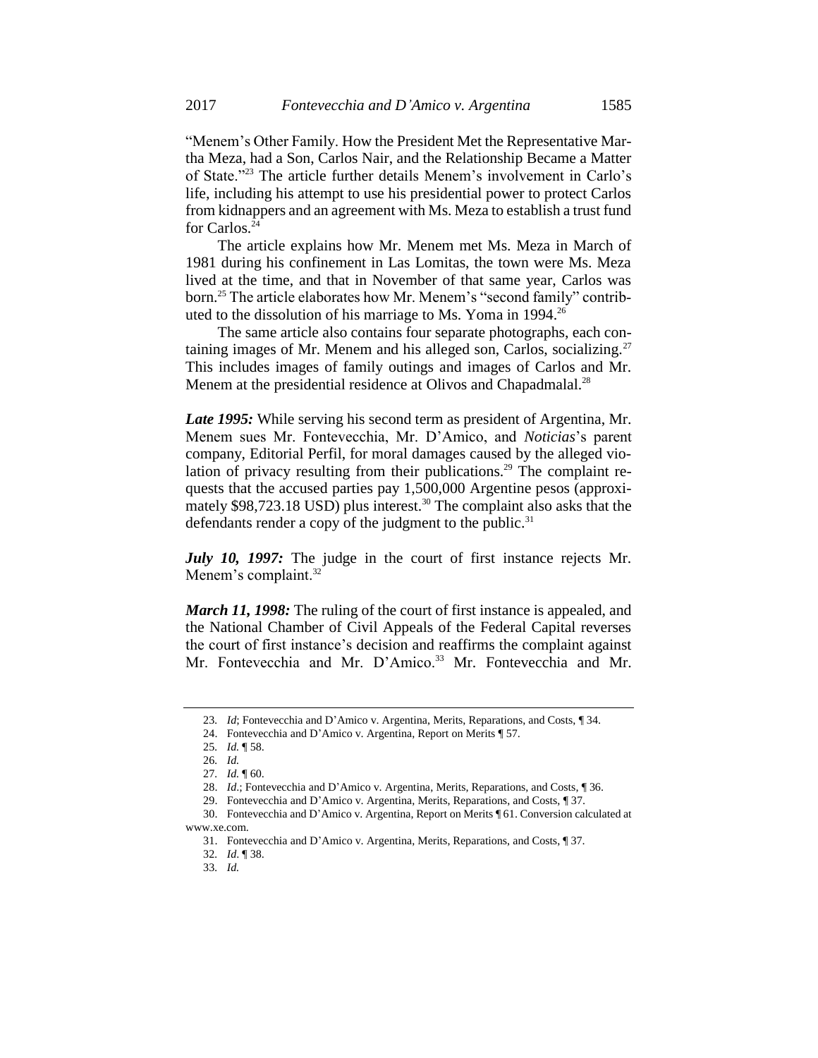"Menem's Other Family. How the President Met the Representative Martha Meza, had a Son, Carlos Nair, and the Relationship Became a Matter of State."[23] The article further details Menem's involvement in Carlo's life, including his attempt to use his presidential power to protect Carlos from kidnappers and an agreement with Ms. Meza to establish a trust fund for Carlos.[24]

The article explains how Mr. Menem met Ms. Meza in March of 1981 during his confinement in Las Lomitas, the town were Ms. Meza lived at the time, and that in November of that same year, Carlos was born.[25] The article elaborates how Mr. Menem's "second family" contributed to the dissolution of his marriage to Ms. Yoma in 1994.[26]

The same article also contains four separate photographs, each containing images of Mr. Menem and his alleged son, Carlos, socializing.[27] This includes images of family outings and images of Carlos and Mr. Menem at the presidential residence at Olivos and Chapadmalal.[28]

***Late 1995:*** While serving his second term as president of Argentina, Mr. Menem sues Mr. Fontevecchia, Mr. D'Amico, and *Noticias*'s parent company, Editorial Perfil, for moral damages caused by the alleged violation of privacy resulting from their publications.[29] The complaint requests that the accused parties pay 1,500,000 Argentine pesos (approximately $98,723.18 USD) plus interest.[30] The complaint also asks that the defendants render a copy of the judgment to the public.[31]

***July 10, 1997:*** The judge in the court of first instance rejects Mr. Menem's complaint.[32]

***March 11, 1998:*** The ruling of the court of first instance is appealed, and the National Chamber of Civil Appeals of the Federal Capital reverses the court of first instance's decision and reaffirms the complaint against Mr. Fontevecchia and Mr. D'Amico.[33] Mr. Fontevecchia and Mr.

---

23. *Id*; Fontevecchia and D'Amico v. Argentina, Merits, Reparations, and Costs, ¶ 34.
24. Fontevecchia and D'Amico v. Argentina, Report on Merits ¶ 57.
25. *Id.* ¶ 58.
26. *Id.*
27. *Id.* ¶ 60.
28. *Id.*; Fontevecchia and D'Amico v. Argentina, Merits, Reparations, and Costs, ¶ 36.
29. Fontevecchia and D'Amico v. Argentina, Merits, Reparations, and Costs, ¶ 37.
30. Fontevecchia and D'Amico v. Argentina, Report on Merits ¶ 61. Conversion calculated at www.xe.com.
31. Fontevecchia and D'Amico v. Argentina, Merits, Reparations, and Costs, ¶ 37.
32. *Id*. ¶ 38.
33. *Id.*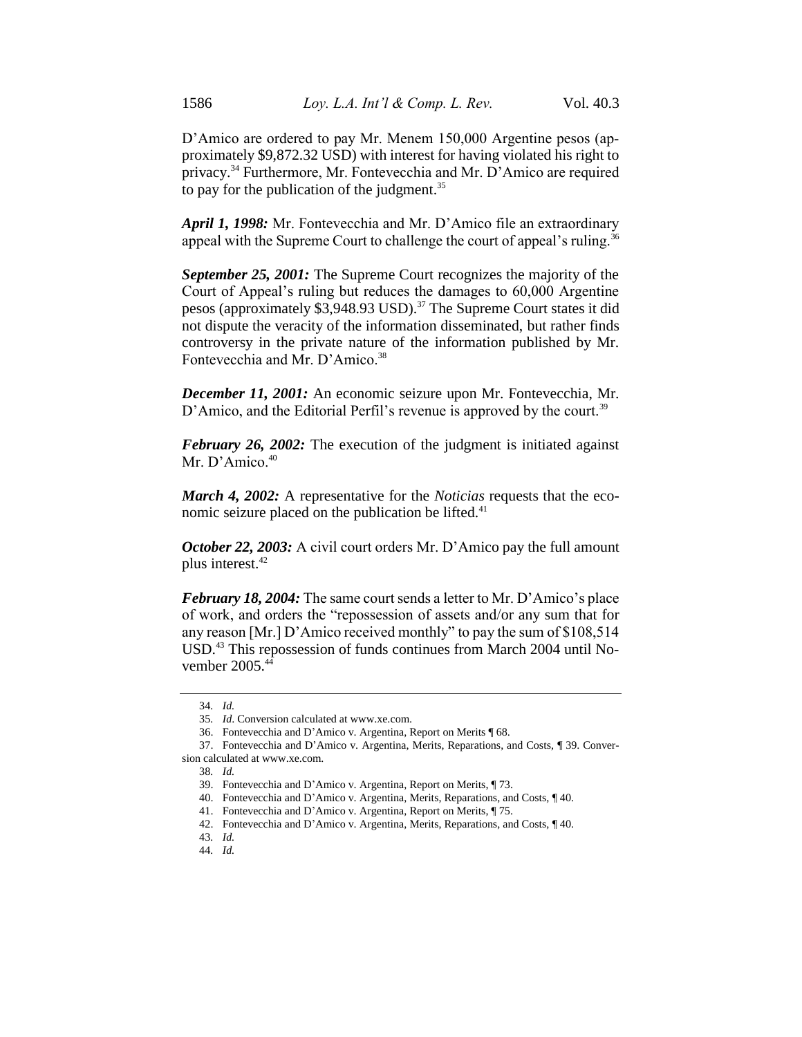D'Amico are ordered to pay Mr. Menem 150,000 Argentine pesos (approximately \$9,872.32 USD) with interest for having violated his right to privacy.[34] Furthermore, Mr. Fontevecchia and Mr. D'Amico are required to pay for the publication of the judgment.[35]

***April 1, 1998:*** Mr. Fontevecchia and Mr. D'Amico file an extraordinary appeal with the Supreme Court to challenge the court of appeal's ruling.[36]

***September 25, 2001:*** The Supreme Court recognizes the majority of the Court of Appeal's ruling but reduces the damages to 60,000 Argentine pesos (approximately \$3,948.93 USD).[37] The Supreme Court states it did not dispute the veracity of the information disseminated, but rather finds controversy in the private nature of the information published by Mr. Fontevecchia and Mr. D'Amico.[38]

***December 11, 2001:*** An economic seizure upon Mr. Fontevecchia, Mr. D'Amico, and the Editorial Perfil's revenue is approved by the court.[39]

***February 26, 2002:*** The execution of the judgment is initiated against Mr. D'Amico.[40]

***March 4, 2002:*** A representative for the *Noticias* requests that the economic seizure placed on the publication be lifted.[41]

***October 22, 2003:*** A civil court orders Mr. D'Amico pay the full amount plus interest.[42]

***February 18, 2004:*** The same court sends a letter to Mr. D'Amico's place of work, and orders the "repossession of assets and/or any sum that for any reason [Mr.] D'Amico received monthly" to pay the sum of \$108,514 USD.[43] This repossession of funds continues from March 2004 until November 2005.[44]

---

34. *Id.*

35. *Id*. Conversion calculated at www.xe.com.

36. Fontevecchia and D'Amico v. Argentina, Report on Merits ¶ 68.

37. Fontevecchia and D'Amico v. Argentina, Merits, Reparations, and Costs, ¶ 39. Conversion calculated at www.xe.com.

38. *Id.*

39. Fontevecchia and D'Amico v. Argentina, Report on Merits, ¶ 73.

40. Fontevecchia and D'Amico v. Argentina, Merits, Reparations, and Costs, ¶ 40.

41. Fontevecchia and D'Amico v. Argentina, Report on Merits, ¶ 75.

42. Fontevecchia and D'Amico v. Argentina, Merits, Reparations, and Costs, ¶ 40.

43. *Id.*

44. *Id.*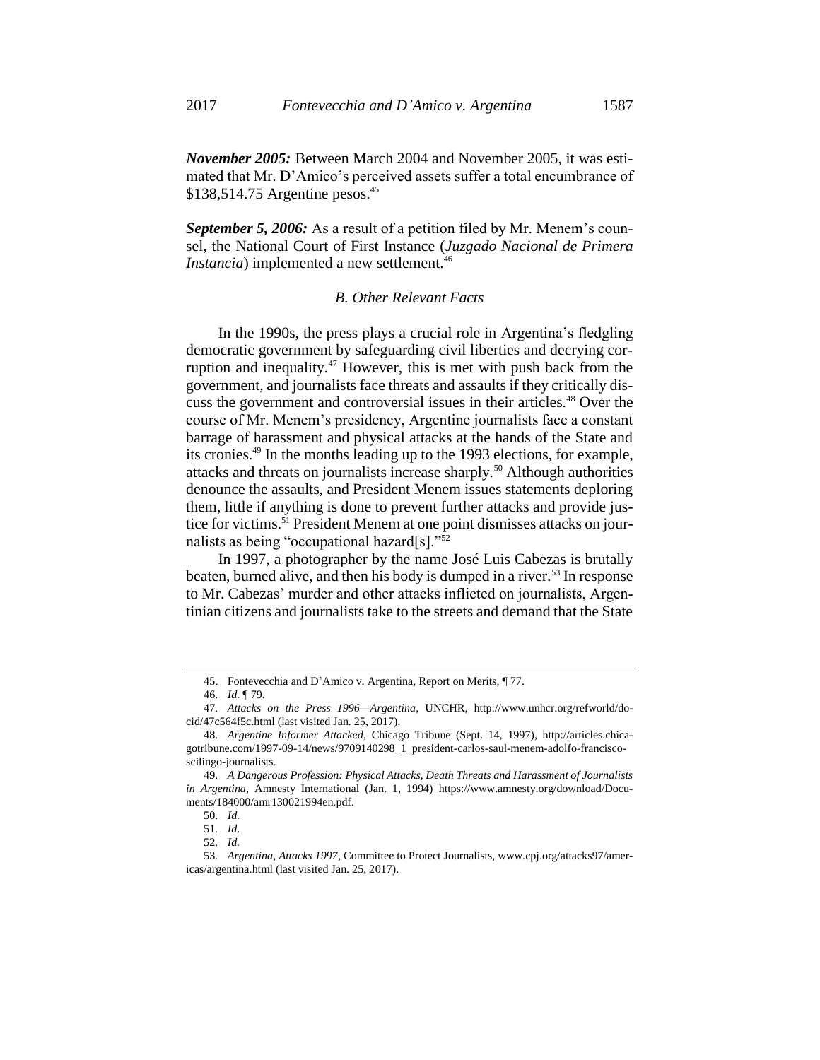***November 2005:*** Between March 2004 and November 2005, it was estimated that Mr. D'Amico's perceived assets suffer a total encumbrance of $138,514.75 Argentine pesos.[45]

***September 5, 2006:*** As a result of a petition filed by Mr. Menem's counsel, the National Court of First Instance (*Juzgado Nacional de Primera Instancia*) implemented a new settlement.[46]

### *B. Other Relevant Facts*

In the 1990s, the press plays a crucial role in Argentina's fledgling democratic government by safeguarding civil liberties and decrying corruption and inequality.[47] However, this is met with push back from the government, and journalists face threats and assaults if they critically discuss the government and controversial issues in their articles.[48] Over the course of Mr. Menem's presidency, Argentine journalists face a constant barrage of harassment and physical attacks at the hands of the State and its cronies.[49] In the months leading up to the 1993 elections, for example, attacks and threats on journalists increase sharply.[50] Although authorities denounce the assaults, and President Menem issues statements deploring them, little if anything is done to prevent further attacks and provide justice for victims.[51] President Menem at one point dismisses attacks on journalists as being "occupational hazard[s]."[52]

In 1997, a photographer by the name José Luis Cabezas is brutally beaten, burned alive, and then his body is dumped in a river.[53] In response to Mr. Cabezas' murder and other attacks inflicted on journalists, Argentinian citizens and journalists take to the streets and demand that the State

---

45. Fontevecchia and D'Amico v. Argentina, Report on Merits, ¶ 77.

46. *Id.* ¶ 79.

47. *Attacks on the Press 1996—Argentina*, UNCHR, http://www.unhcr.org/refworld/docid/47c564f5c.html (last visited Jan. 25, 2017).

48. *Argentine Informer Attacked*, Chicago Tribune (Sept. 14, 1997), http://articles.chicagotribune.com/1997-09-14/news/9709140298_1_president-carlos-saul-menem-adolfo-francisco-scilingo-journalists.

49. *A Dangerous Profession: Physical Attacks, Death Threats and Harassment of Journalists in Argentina*, Amnesty International (Jan. 1, 1994) https://www.amnesty.org/download/Documents/184000/amr130021994en.pdf.

50. *Id.*

51. *Id.*

52. *Id.*

53. *Argentina, Attacks 1997*, Committee to Protect Journalists, www.cpj.org/attacks97/americas/argentina.html (last visited Jan. 25, 2017).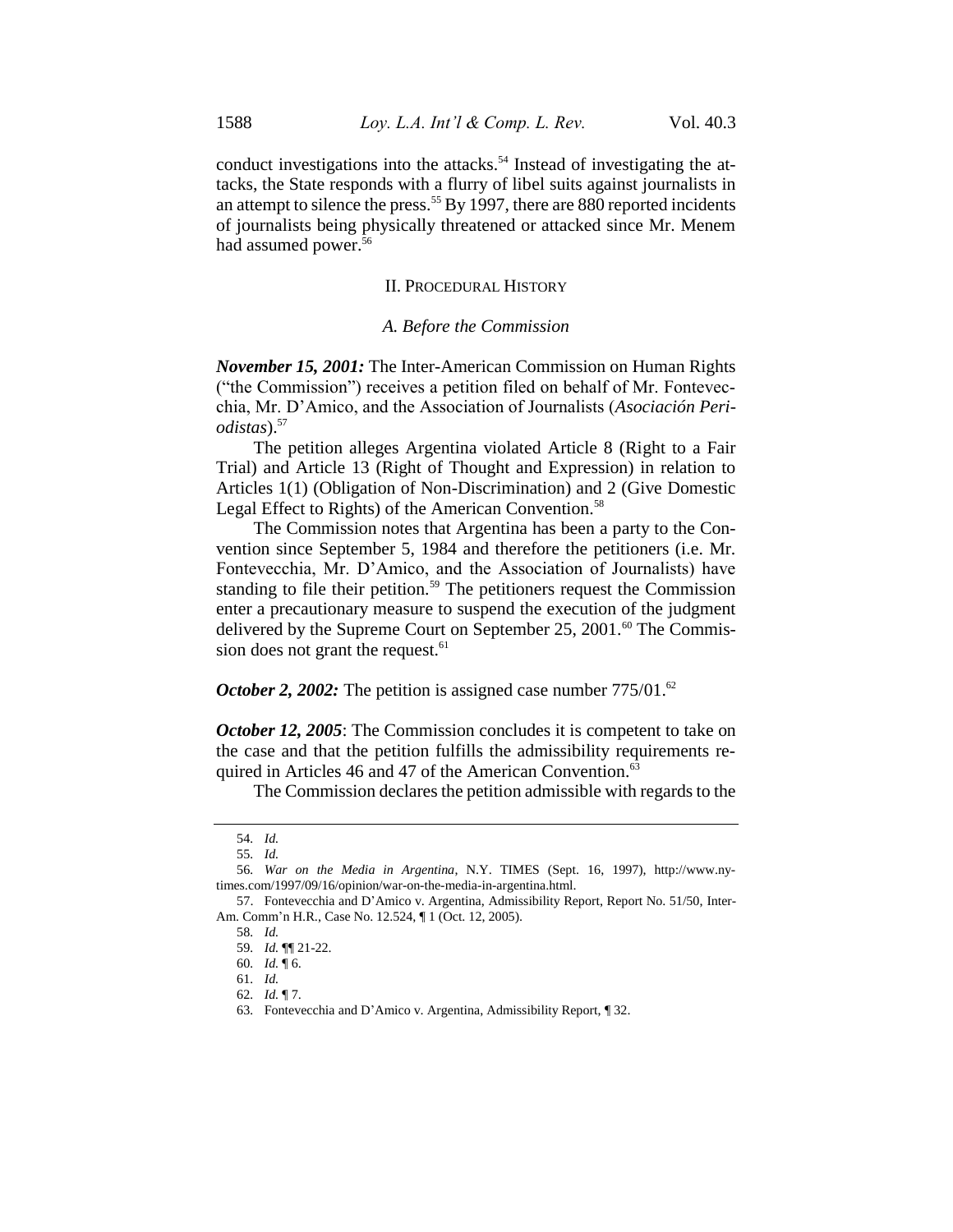conduct investigations into the attacks.[54] Instead of investigating the attacks, the State responds with a flurry of libel suits against journalists in an attempt to silence the press.[55] By 1997, there are 880 reported incidents of journalists being physically threatened or attacked since Mr. Menem had assumed power.[56]

## II. Procedural History

### *A. Before the Commission*

***November 15, 2001:*** The Inter-American Commission on Human Rights ("the Commission") receives a petition filed on behalf of Mr. Fontevecchia, Mr. D'Amico, and the Association of Journalists (*Asociación Periodistas*).[57]

The petition alleges Argentina violated Article 8 (Right to a Fair Trial) and Article 13 (Right of Thought and Expression) in relation to Articles 1(1) (Obligation of Non-Discrimination) and 2 (Give Domestic Legal Effect to Rights) of the American Convention.[58]

The Commission notes that Argentina has been a party to the Convention since September 5, 1984 and therefore the petitioners (i.e. Mr. Fontevecchia, Mr. D'Amico, and the Association of Journalists) have standing to file their petition.[59] The petitioners request the Commission enter a precautionary measure to suspend the execution of the judgment delivered by the Supreme Court on September 25, 2001.[60] The Commission does not grant the request.[61]

***October 2, 2002:*** The petition is assigned case number 775/01.[62]

***October 12, 2005***: The Commission concludes it is competent to take on the case and that the petition fulfills the admissibility requirements required in Articles 46 and 47 of the American Convention.[63]

The Commission declares the petition admissible with regards to the

---

54. *Id.*

55. *Id.*

56. *War on the Media in Argentina*, N.Y. TIMES (Sept. 16, 1997), http://www.nytimes.com/1997/09/16/opinion/war-on-the-media-in-argentina.html.

57. Fontevecchia and D'Amico v. Argentina, Admissibility Report, Report No. 51/50, Inter-Am. Comm'n H.R., Case No. 12.524, ¶ 1 (Oct. 12, 2005).

58. *Id.*

59. *Id.* ¶¶ 21-22.

60. *Id.* ¶ 6.

61. *Id.*

62. *Id.* ¶ 7.

63. Fontevecchia and D'Amico v. Argentina, Admissibility Report, ¶ 32.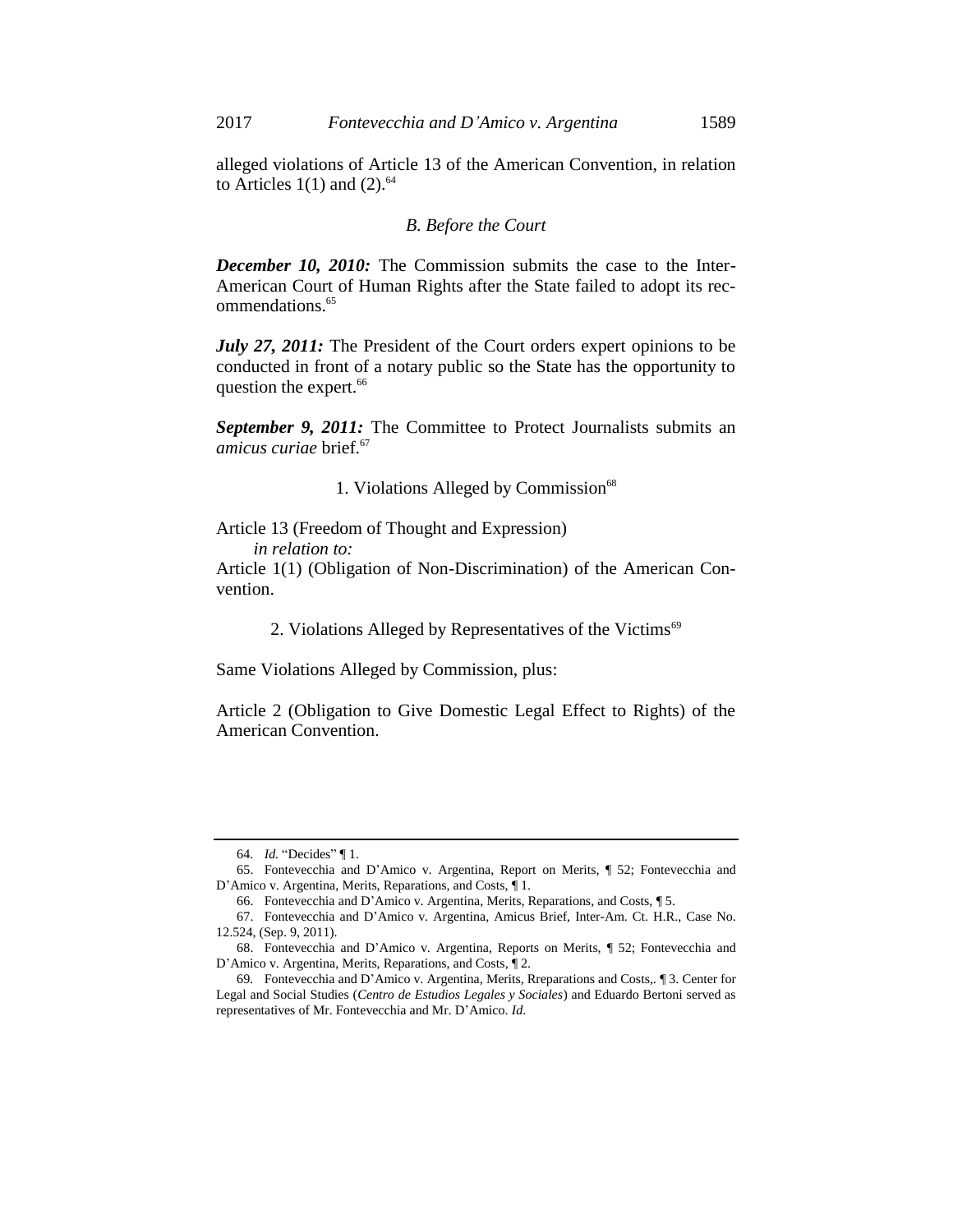alleged violations of Article 13 of the American Convention, in relation to Articles 1(1) and (2).[64]

### *B. Before the Court*

***December 10, 2010:*** The Commission submits the case to the Inter-American Court of Human Rights after the State failed to adopt its recommendations.[65]

***July 27, 2011:*** The President of the Court orders expert opinions to be conducted in front of a notary public so the State has the opportunity to question the expert.[66]

***September 9, 2011:*** The Committee to Protect Journalists submits an *amicus curiae* brief.[67]

#### 1. Violations Alleged by Commission[68]

Article 13 (Freedom of Thought and Expression)
*in relation to:*
Article 1(1) (Obligation of Non-Discrimination) of the American Convention.

#### 2. Violations Alleged by Representatives of the Victims[69]

Same Violations Alleged by Commission, plus:

Article 2 (Obligation to Give Domestic Legal Effect to Rights) of the American Convention.

---

64. *Id.* "Decides" ¶ 1.

65. Fontevecchia and D'Amico v. Argentina, Report on Merits, ¶ 52; Fontevecchia and D'Amico v. Argentina, Merits, Reparations, and Costs, ¶ 1.

66. Fontevecchia and D'Amico v. Argentina, Merits, Reparations, and Costs, ¶ 5.

67. Fontevecchia and D'Amico v. Argentina, Amicus Brief, Inter-Am. Ct. H.R., Case No. 12.524, (Sep. 9, 2011).

68. Fontevecchia and D'Amico v. Argentina, Reports on Merits, ¶ 52; Fontevecchia and D'Amico v. Argentina, Merits, Reparations, and Costs, ¶ 2.

69. Fontevecchia and D'Amico v. Argentina, Merits, Rreparations and Costs,. ¶ 3. Center for Legal and Social Studies (*Centro de Estudios Legales y Sociales*) and Eduardo Bertoni served as representatives of Mr. Fontevecchia and Mr. D'Amico. *Id*.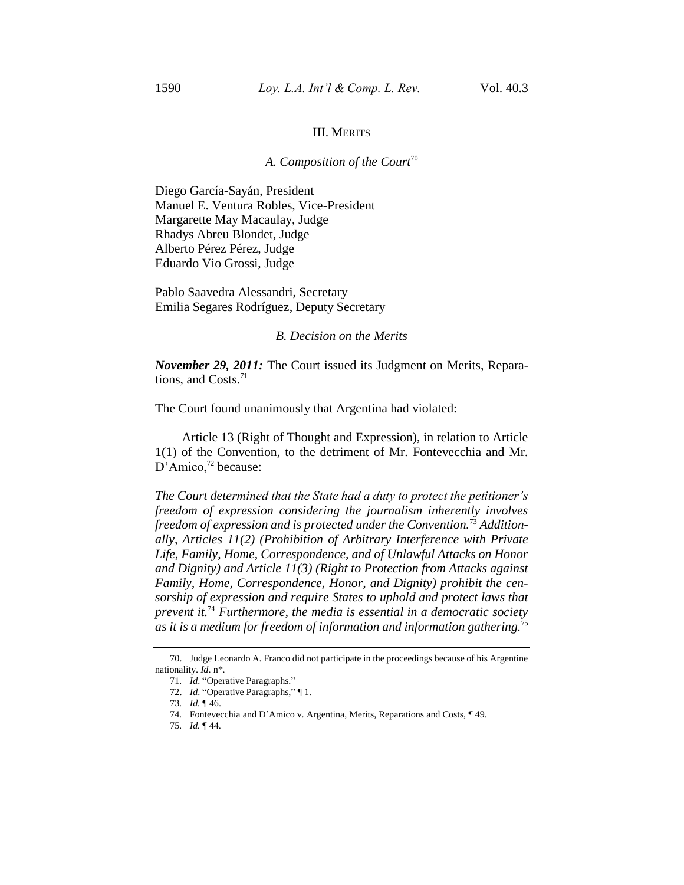## III. MERITS

### *A. Composition of the Court*[70]

Diego García-Sayán, President
Manuel E. Ventura Robles, Vice-President
Margarette May Macaulay, Judge
Rhadys Abreu Blondet, Judge
Alberto Pérez Pérez, Judge
Eduardo Vio Grossi, Judge

Pablo Saavedra Alessandri, Secretary
Emilia Segares Rodríguez, Deputy Secretary

### *B. Decision on the Merits*

***November 29, 2011:*** The Court issued its Judgment on Merits, Reparations, and Costs.[71]

The Court found unanimously that Argentina had violated:

Article 13 (Right of Thought and Expression), in relation to Article 1(1) of the Convention, to the detriment of Mr. Fontevecchia and Mr. D'Amico,[72] because:

*The Court determined that the State had a duty to protect the petitioner's freedom of expression considering the journalism inherently involves freedom of expression and is protected under the Convention.*[73] *Additionally, Articles 11(2) (Prohibition of Arbitrary Interference with Private Life, Family, Home, Correspondence, and of Unlawful Attacks on Honor and Dignity) and Article 11(3) (Right to Protection from Attacks against Family, Home, Correspondence, Honor, and Dignity) prohibit the censorship of expression and require States to uphold and protect laws that prevent it.*[74] *Furthermore, the media is essential in a democratic society as it is a medium for freedom of information and information gathering.*[75]

---

70. Judge Leonardo A. Franco did not participate in the proceedings because of his Argentine nationality. *Id*. n*.

71. *Id*. "Operative Paragraphs."

72. *Id*. "Operative Paragraphs," ¶ 1.

73. *Id.* ¶ 46.

74. Fontevecchia and D'Amico v. Argentina, Merits, Reparations and Costs, ¶ 49.

75. *Id.* ¶ 44.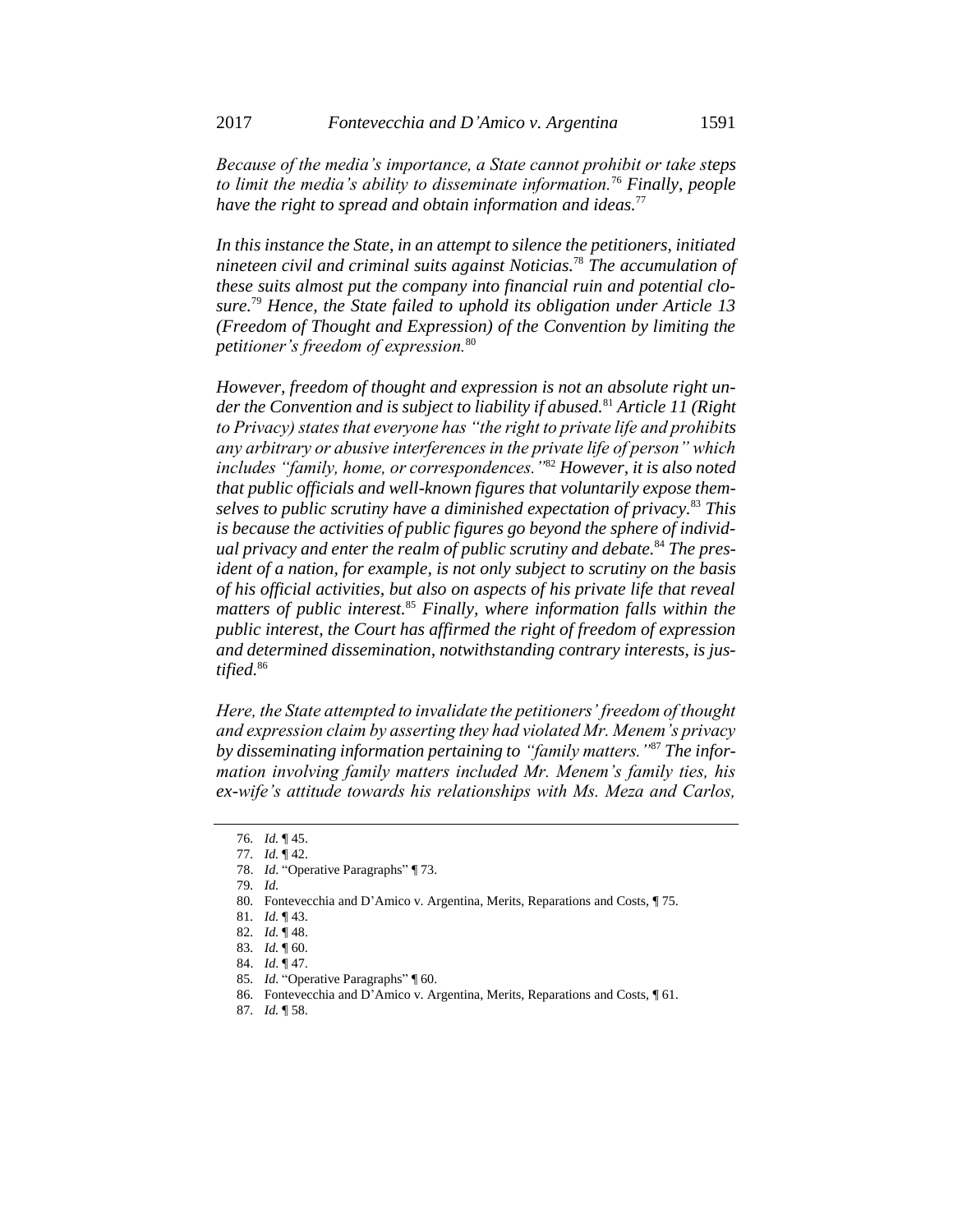*Because of the media's importance, a State cannot prohibit or take steps to limit the media's ability to disseminate information.*[76] *Finally, people have the right to spread and obtain information and ideas.*[77]

*In this instance the State, in an attempt to silence the petitioners, initiated nineteen civil and criminal suits against Noticias.*[78] *The accumulation of these suits almost put the company into financial ruin and potential closure.*[79] *Hence, the State failed to uphold its obligation under Article 13 (Freedom of Thought and Expression) of the Convention by limiting the petitioner's freedom of expression.*[80]

*However, freedom of thought and expression is not an absolute right under the Convention and is subject to liability if abused.*[81] *Article 11 (Right to Privacy) states that everyone has "the right to private life and prohibits any arbitrary or abusive interferences in the private life of person" which includes "family, home, or correspondences."*[82] *However, it is also noted that public officials and well-known figures that voluntarily expose themselves to public scrutiny have a diminished expectation of privacy.*[83] *This is because the activities of public figures go beyond the sphere of individual privacy and enter the realm of public scrutiny and debate.*[84] *The president of a nation, for example, is not only subject to scrutiny on the basis of his official activities, but also on aspects of his private life that reveal matters of public interest.*[85] *Finally, where information falls within the public interest, the Court has affirmed the right of freedom of expression and determined dissemination, notwithstanding contrary interests, is justified.*[86]

*Here, the State attempted to invalidate the petitioners' freedom of thought and expression claim by asserting they had violated Mr. Menem's privacy by disseminating information pertaining to "family matters."*[87] *The information involving family matters included Mr. Menem's family ties, his ex-wife's attitude towards his relationships with Ms. Meza and Carlos,*

---

76. *Id.* ¶ 45.
77. *Id.* ¶ 42.
78. *Id.* "Operative Paragraphs" ¶ 73.
79. *Id.*
80. Fontevecchia and D'Amico v. Argentina, Merits, Reparations and Costs, ¶ 75.
81. *Id.* ¶ 43.
82. *Id.* ¶ 48.
83. *Id.* ¶ 60.
84. *Id.* ¶ 47.
85. *Id.* "Operative Paragraphs" ¶ 60.
86. Fontevecchia and D'Amico v. Argentina, Merits, Reparations and Costs, ¶ 61.
87. *Id.* ¶ 58.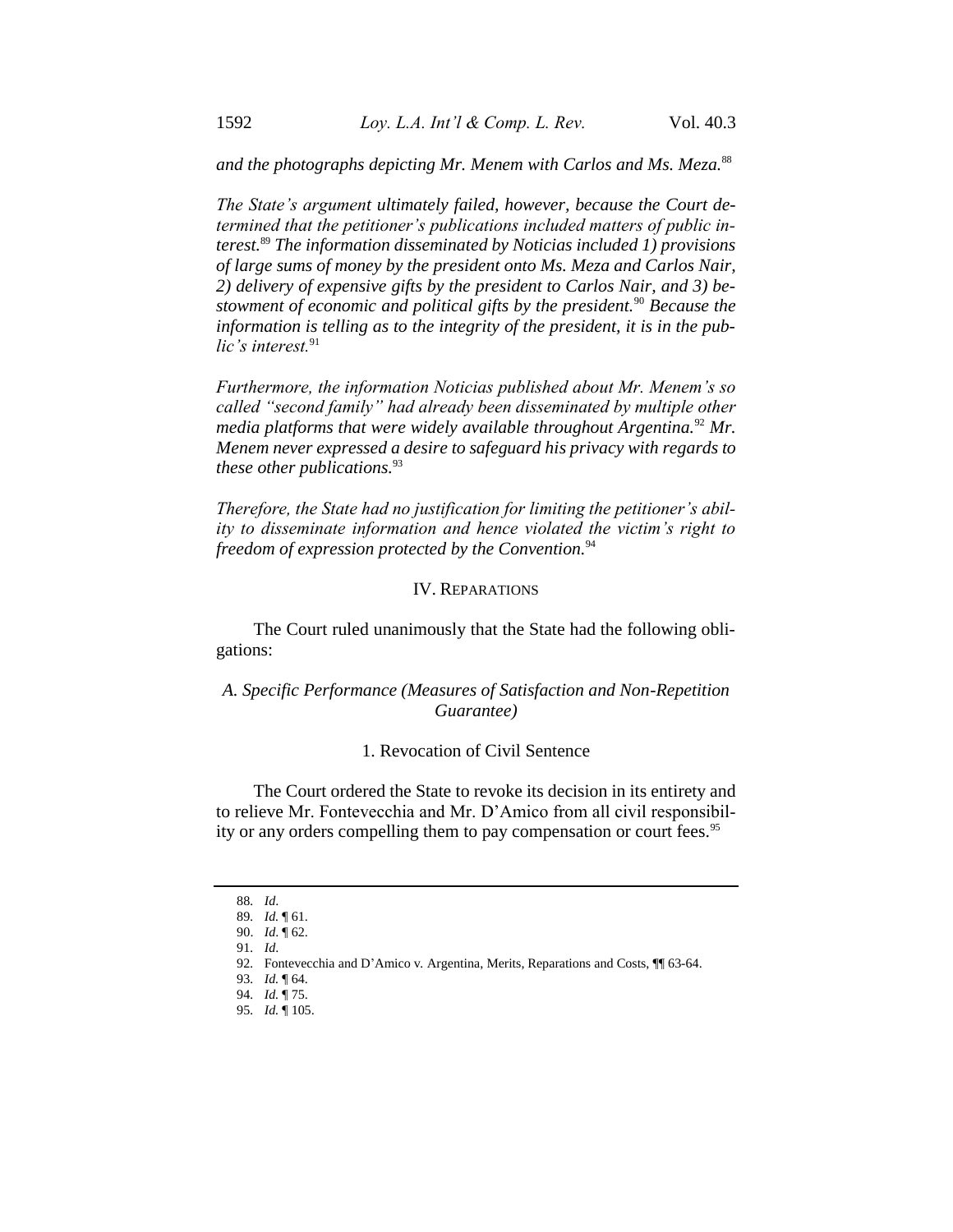*and the photographs depicting Mr. Menem with Carlos and Ms. Meza.*[88]

*The State's argument ultimately failed, however, because the Court determined that the petitioner's publications included matters of public interest.*[89] *The information disseminated by Noticias included 1) provisions of large sums of money by the president onto Ms. Meza and Carlos Nair, 2) delivery of expensive gifts by the president to Carlos Nair, and 3) bestowment of economic and political gifts by the president.*[90] *Because the information is telling as to the integrity of the president, it is in the public's interest.*[91]

*Furthermore, the information Noticias published about Mr. Menem's so called "second family" had already been disseminated by multiple other media platforms that were widely available throughout Argentina.*[92] *Mr. Menem never expressed a desire to safeguard his privacy with regards to these other publications.*[93]

*Therefore, the State had no justification for limiting the petitioner's ability to disseminate information and hence violated the victim's right to freedom of expression protected by the Convention.*[94]

## IV. Reparations

The Court ruled unanimously that the State had the following obligations:

### *A. Specific Performance (Measures of Satisfaction and Non-Repetition Guarantee)*

#### 1. Revocation of Civil Sentence

The Court ordered the State to revoke its decision in its entirety and to relieve Mr. Fontevecchia and Mr. D'Amico from all civil responsibility or any orders compelling them to pay compensation or court fees.[95]

---

88. *Id*.
89. *Id.* ¶ 61.
90. *Id*. ¶ 62.
91. *Id*.
92. Fontevecchia and D'Amico v. Argentina, Merits, Reparations and Costs, ¶¶ 63-64.
93. *Id.* ¶ 64.
94. *Id.* ¶ 75.
95. *Id.* ¶ 105.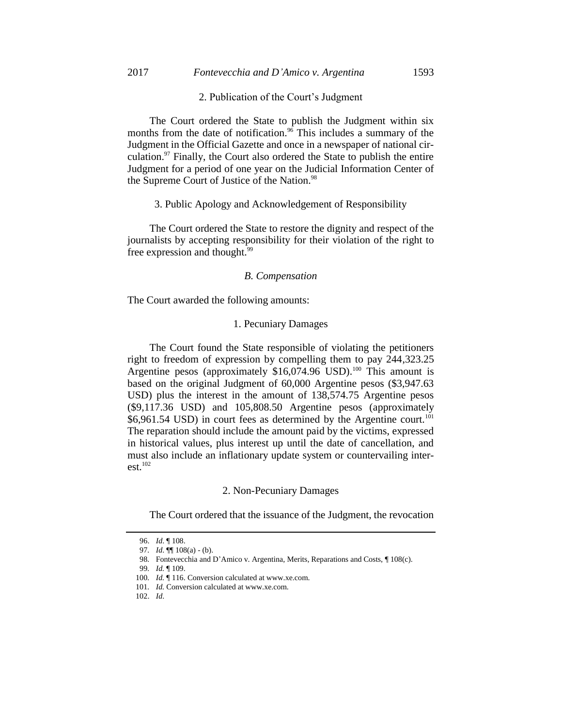2. Publication of the Court's Judgment

The Court ordered the State to publish the Judgment within six months from the date of notification.[96] This includes a summary of the Judgment in the Official Gazette and once in a newspaper of national circulation.[97] Finally, the Court also ordered the State to publish the entire Judgment for a period of one year on the Judicial Information Center of the Supreme Court of Justice of the Nation.[98]

3. Public Apology and Acknowledgement of Responsibility

The Court ordered the State to restore the dignity and respect of the journalists by accepting responsibility for their violation of the right to free expression and thought.[99]

### *B. Compensation*

The Court awarded the following amounts:

1. Pecuniary Damages

The Court found the State responsible of violating the petitioners right to freedom of expression by compelling them to pay 244,323.25 Argentine pesos (approximately $16,074.96 USD).[100] This amount is based on the original Judgment of 60,000 Argentine pesos ($3,947.63 USD) plus the interest in the amount of 138,574.75 Argentine pesos ($9,117.36 USD) and 105,808.50 Argentine pesos (approximately $6,961.54 USD) in court fees as determined by the Argentine court.[101] The reparation should include the amount paid by the victims, expressed in historical values, plus interest up until the date of cancellation, and must also include an inflationary update system or countervailing interest.[102]

2. Non-Pecuniary Damages

The Court ordered that the issuance of the Judgment, the revocation

---

96. *Id*. ¶ 108.

97. *Id*. ¶¶ 108(a) - (b).

98. Fontevecchia and D'Amico v. Argentina, Merits, Reparations and Costs, ¶ 108(c).

99. *Id.* ¶ 109.

100. *Id.* ¶ 116. Conversion calculated at www.xe.com.

101. *Id.* Conversion calculated at www.xe.com.

102. *Id*.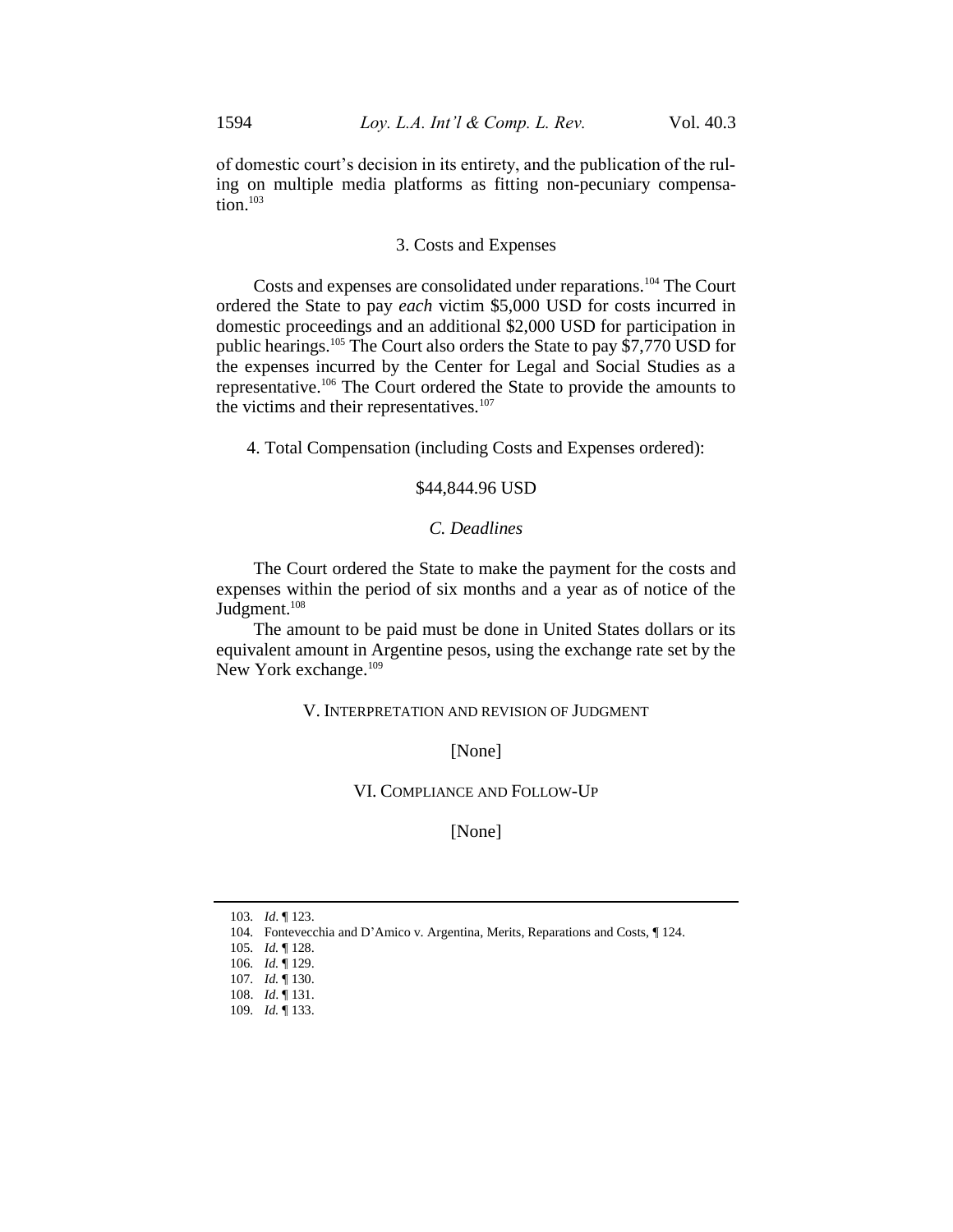of domestic court's decision in its entirety, and the publication of the ruling on multiple media platforms as fitting non-pecuniary compensation.[103]

### 3. Costs and Expenses

Costs and expenses are consolidated under reparations.[104] The Court ordered the State to pay *each* victim $5,000 USD for costs incurred in domestic proceedings and an additional $2,000 USD for participation in public hearings.[105] The Court also orders the State to pay $7,770 USD for the expenses incurred by the Center for Legal and Social Studies as a representative.[106] The Court ordered the State to provide the amounts to the victims and their representatives.[107]

### 4. Total Compensation (including Costs and Expenses ordered):

$44,844.96 USD

## *C. Deadlines*

The Court ordered the State to make the payment for the costs and expenses within the period of six months and a year as of notice of the Judgment.[108]

The amount to be paid must be done in United States dollars or its equivalent amount in Argentine pesos, using the exchange rate set by the New York exchange.[109]

# V. Interpretation and revision of Judgment

[None]

# VI. Compliance and Follow-Up

[None]

---

103. *Id*. ¶ 123.
104. Fontevecchia and D'Amico v. Argentina, Merits, Reparations and Costs, ¶ 124.
105. *Id.* ¶ 128.
106. *Id.* ¶ 129.
107. *Id.* ¶ 130.
108. *Id*. ¶ 131.
109. *Id.* ¶ 133.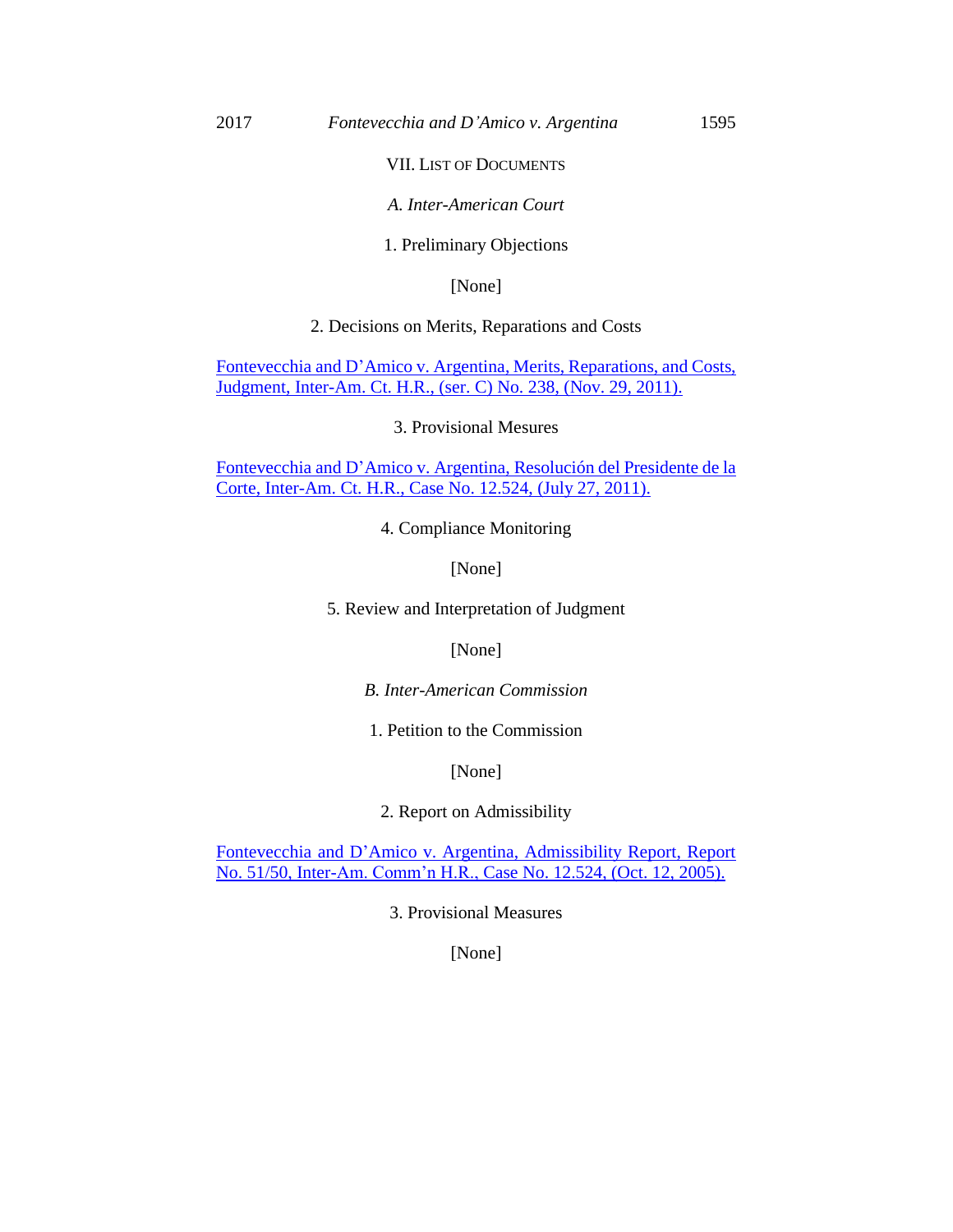## VII. List of Documents

### *A. Inter-American Court*

#### 1. Preliminary Objections

[None]

#### 2. Decisions on Merits, Reparations and Costs

Fontevecchia and D'Amico v. Argentina, Merits, Reparations, and Costs, Judgment, Inter-Am. Ct. H.R., (ser. C) No. 238, (Nov. 29, 2011).

#### 3. Provisional Mesures

Fontevecchia and D'Amico v. Argentina, Resolución del Presidente de la Corte, Inter-Am. Ct. H.R., Case No. 12.524, (July 27, 2011).

#### 4. Compliance Monitoring

[None]

#### 5. Review and Interpretation of Judgment

[None]

### *B. Inter-American Commission*

#### 1. Petition to the Commission

[None]

#### 2. Report on Admissibility

Fontevecchia and D'Amico v. Argentina, Admissibility Report, Report No. 51/50, Inter-Am. Comm'n H.R., Case No. 12.524, (Oct. 12, 2005).

#### 3. Provisional Measures

[None]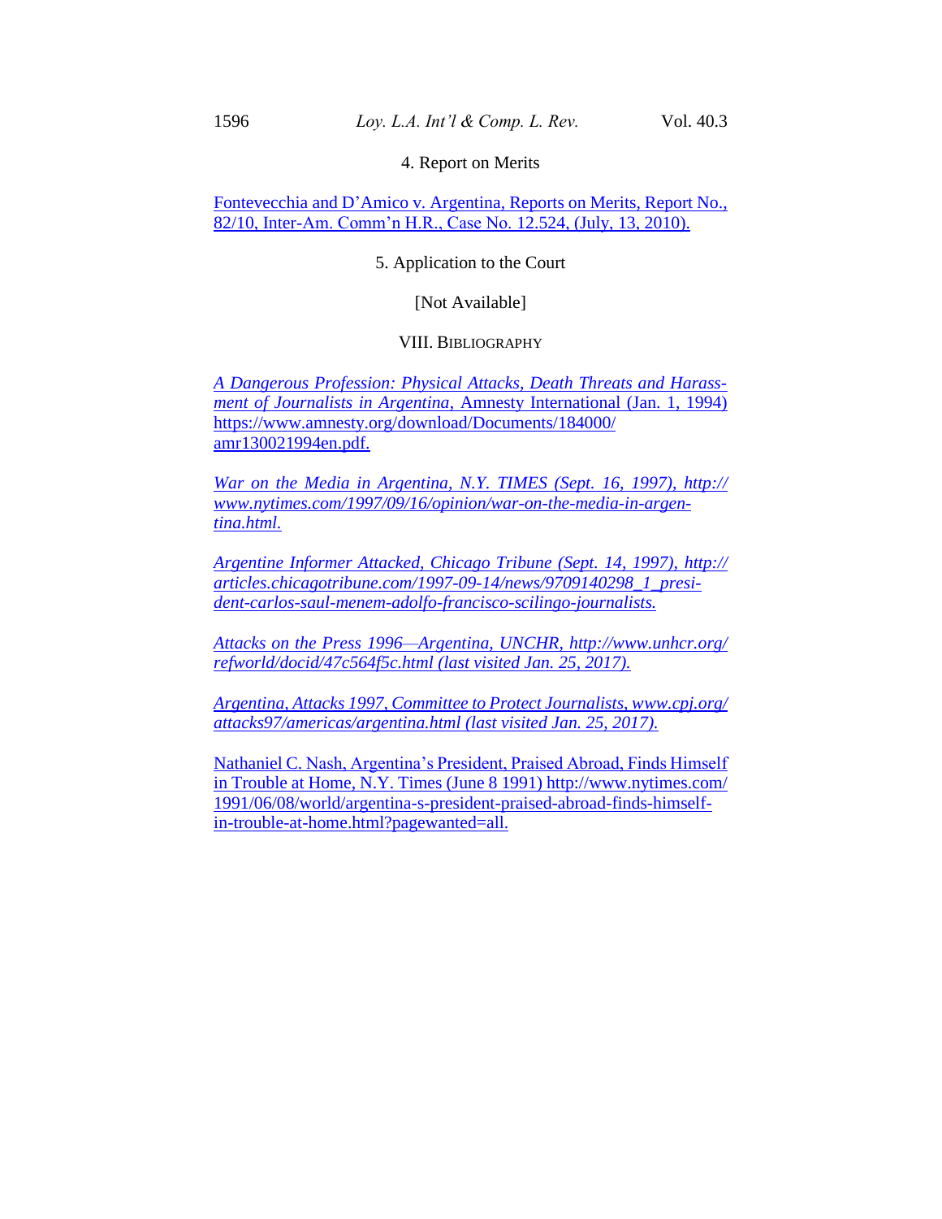#### 4. Report on Merits

Fontevecchia and D'Amico v. Argentina, Reports on Merits, Report No., 82/10, Inter-Am. Comm'n H.R., Case No. 12.524, (July, 13, 2010).

#### 5. Application to the Court

[Not Available]

## VIII. BIBLIOGRAPHY

*A Dangerous Profession: Physical Attacks, Death Threats and Harassment of Journalists in Argentina*, Amnesty International (Jan. 1, 1994) https://www.amnesty.org/download/Documents/184000/amr130021994en.pdf.

*War on the Media in Argentina, N.Y. TIMES (Sept. 16, 1997), http://www.nytimes.com/1997/09/16/opinion/war-on-the-media-in-argentina.html.*

*Argentine Informer Attacked, Chicago Tribune (Sept. 14, 1997), http://articles.chicagotribune.com/1997-09-14/news/9709140298_1_president-carlos-saul-menem-adolfo-francisco-scilingo-journalists.*

*Attacks on the Press 1996—Argentina, UNCHR, http://www.unhcr.org/refworld/docid/47c564f5c.html (last visited Jan. 25, 2017).*

*Argentina, Attacks 1997, Committee to Protect Journalists, www.cpj.org/attacks97/americas/argentina.html (last visited Jan. 25, 2017).*

Nathaniel C. Nash, Argentina's President, Praised Abroad, Finds Himself in Trouble at Home, N.Y. Times (June 8 1991) http://www.nytimes.com/1991/06/08/world/argentina-s-president-praised-abroad-finds-himself-in-trouble-at-home.html?pagewanted=all.